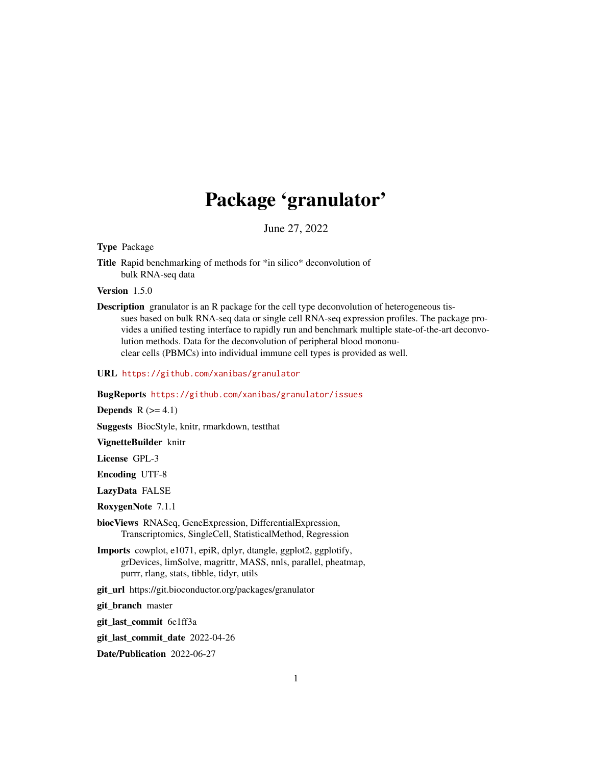# Package 'granulator'

June 27, 2022

**Type** Package

**Title** Rapid benchmarking of methods for *in silico* deconvolution of bulk RNA-seq data

**Version** 1.5.0

**Description** granulator is an R package for the cell type deconvolution of heterogeneous tissues based on bulk RNA-seq data or single cell RNA-seq expression profiles. The package provides a unified testing interface to rapidly run and benchmark multiple state-of-the-art deconvolution methods. Data for the deconvolution of peripheral blood mononuclear cells (PBMCs) into individual immune cell types is provided as well.

**URL** https://github.com/xanibas/granulator

**BugReports** https://github.com/xanibas/granulator/issues

**Depends** R (>= 4.1)

**Suggests** BiocStyle, knitr, rmarkdown, testthat

**VignetteBuilder** knitr

**License** GPL-3

**Encoding** UTF-8

**LazyData** FALSE

**RoxygenNote** 7.1.1

**biocViews** RNASeq, GeneExpression, DifferentialExpression, Transcriptomics, SingleCell, StatisticalMethod, Regression

**Imports** cowplot, e1071, epiR, dplyr, dtangle, ggplot2, ggplotify, grDevices, limSolve, magrittr, MASS, nnls, parallel, pheatmap, purrr, rlang, stats, tibble, tidyr, utils

**git_url** https://git.bioconductor.org/packages/granulator

**git_branch** master

**git_last_commit** 6e1ff3a

**git_last_commit_date** 2022-04-26

**Date/Publication** 2022-06-27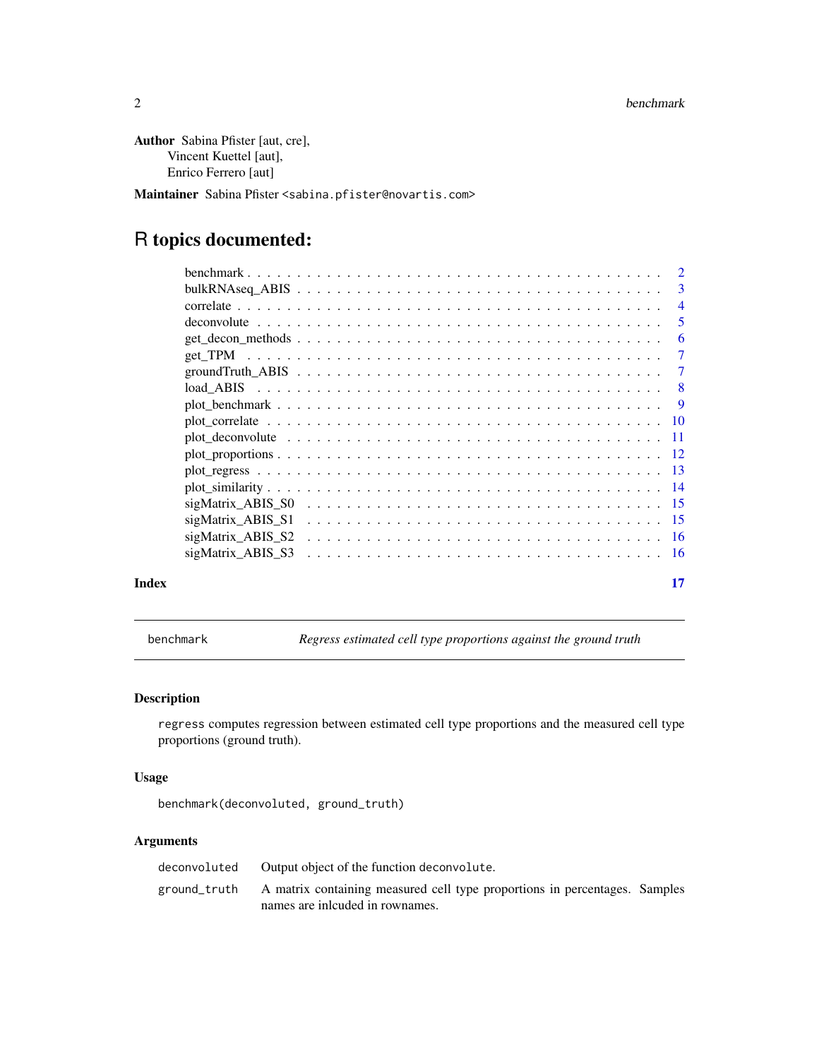**Author** Sabina Pfister [aut, cre],
Vincent Kuettel [aut],
Enrico Ferrero [aut]

**Maintainer** Sabina Pfister <sabina.pfister@novartis.com>

# R topics documented:

- benchmark . . . . . 2
- bulkRNAseq_ABIS . . . . . 3
- correlate . . . . . 4
- deconvolute . . . . . 5
- get_decon_methods . . . . . 6
- get_TPM . . . . . 7
- groundTruth_ABIS . . . . . 7
- load_ABIS . . . . . 8
- plot_benchmark . . . . . 9
- plot_correlate . . . . . 10
- plot_deconvolute . . . . . 11
- plot_proportions . . . . . 12
- plot_regress . . . . . 13
- plot_similarity . . . . . 14
- sigMatrix_ABIS_S0 . . . . . 15
- sigMatrix_ABIS_S1 . . . . . 15
- sigMatrix_ABIS_S2 . . . . . 16
- sigMatrix_ABIS_S3 . . . . . 16

**Index** 17

---

`benchmark` *Regress estimated cell type proportions against the ground truth*

---

### Description

`regress` computes regression between estimated cell type proportions and the measured cell type proportions (ground truth).

### Usage

```
benchmark(deconvoluted, ground_truth)
```

### Arguments

| | |
|---|---|
| `deconvoluted` | Output object of the function `deconvolute`. |
| `ground_truth` | A matrix containing measured cell type proportions in percentages. Samples names are inlcuded in rownames. |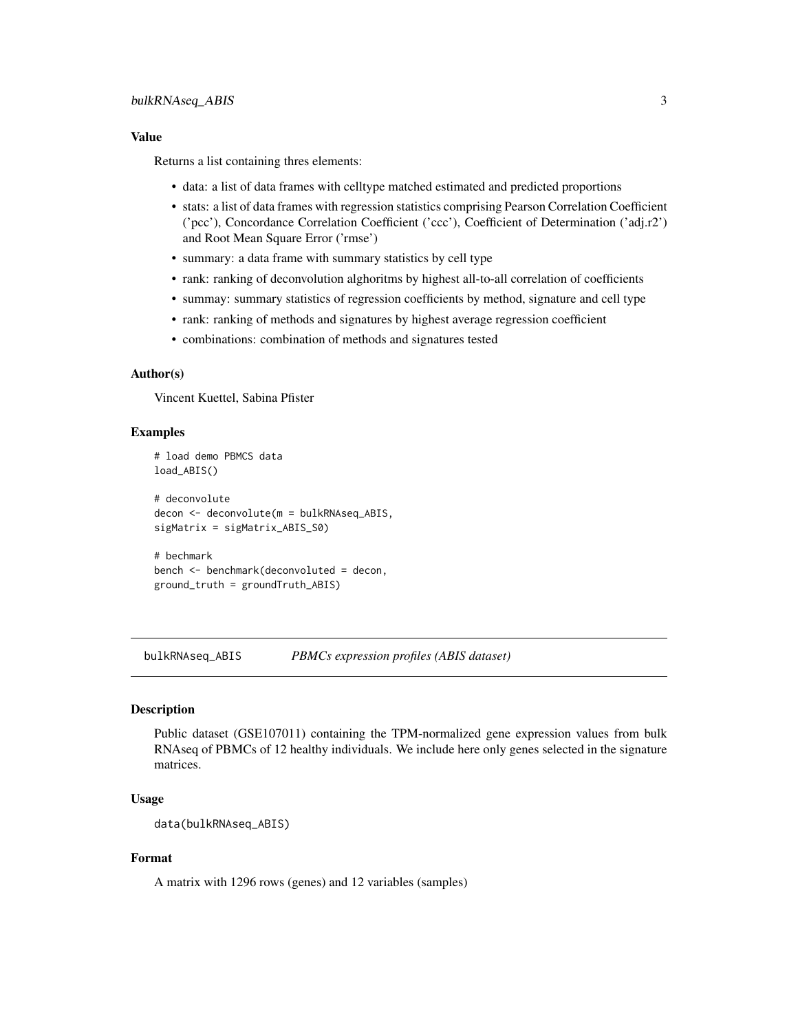### Value

Returns a list containing thres elements:

- data: a list of data frames with celltype matched estimated and predicted proportions
- stats: a list of data frames with regression statistics comprising Pearson Correlation Coefficient ('pcc'), Concordance Correlation Coefficient ('ccc'), Coefficient of Determination ('adj.r2') and Root Mean Square Error ('rmse')
- summary: a data frame with summary statistics by cell type
- rank: ranking of deconvolution alghoritms by highest all-to-all correlation of coefficients
- summay: summary statistics of regression coefficients by method, signature and cell type
- rank: ranking of methods and signatures by highest average regression coefficient
- combinations: combination of methods and signatures tested

### Author(s)

Vincent Kuettel, Sabina Pfister

### Examples

```
# load demo PBMCS data
load_ABIS()

# deconvolute
decon <- deconvolute(m = bulkRNAseq_ABIS,
sigMatrix = sigMatrix_ABIS_S0)

# bechmark
bench <- benchmark(deconvoluted = decon,
ground_truth = groundTruth_ABIS)
```

---

## bulkRNAseq_ABIS — *PBMCs expression profiles (ABIS dataset)*

### Description

Public dataset (GSE107011) containing the TPM-normalized gene expression values from bulk RNAseq of PBMCs of 12 healthy individuals. We include here only genes selected in the signature matrices.

### Usage

```
data(bulkRNAseq_ABIS)
```

### Format

A matrix with 1296 rows (genes) and 12 variables (samples)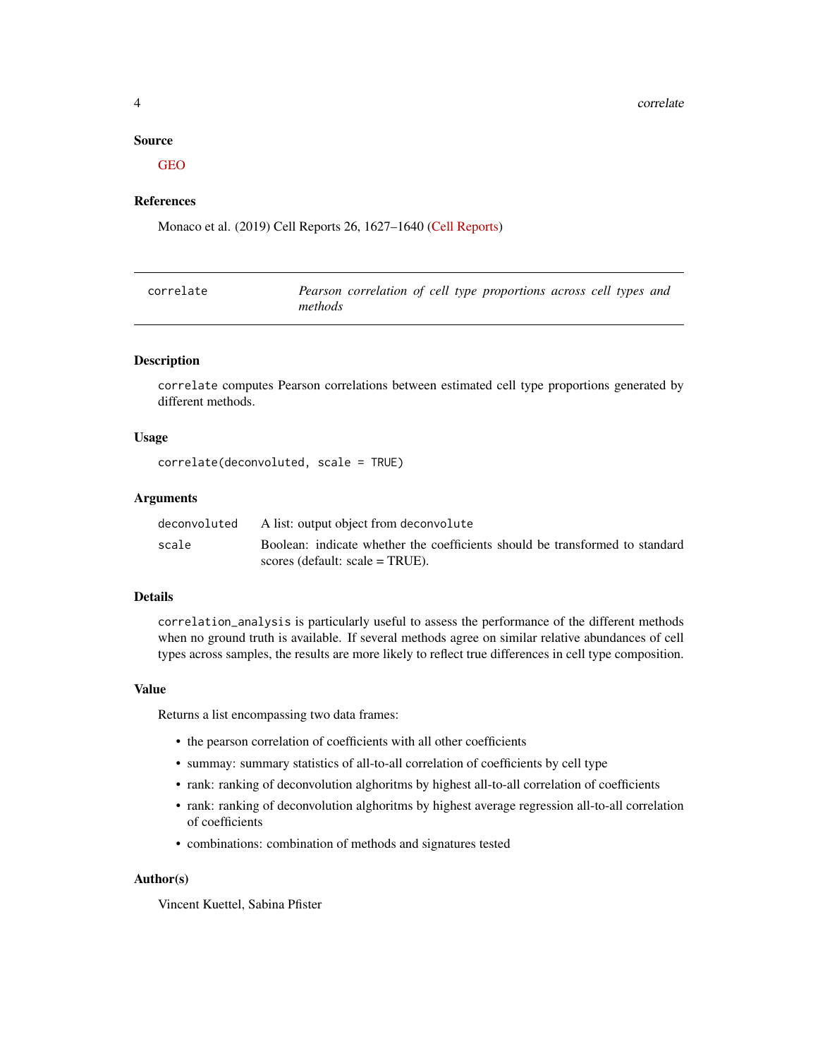### Source

GEO

### References

Monaco et al. (2019) Cell Reports 26, 1627–1640 (Cell Reports)

---

## correlate — *Pearson correlation of cell type proportions across cell types and methods*

---

### Description

`correlate` computes Pearson correlations between estimated cell type proportions generated by different methods.

### Usage

```
correlate(deconvoluted, scale = TRUE)
```

### Arguments

| | |
|---|---|
| `deconvoluted` | A list: output object from `deconvolute` |
| `scale` | Boolean: indicate whether the coefficients should be transformed to standard scores (default: scale = TRUE). |

### Details

`correlation_analysis` is particularly useful to assess the performance of the different methods when no ground truth is available. If several methods agree on similar relative abundances of cell types across samples, the results are more likely to reflect true differences in cell type composition.

### Value

Returns a list encompassing two data frames:

- the pearson correlation of coefficients with all other coefficients
- summay: summary statistics of all-to-all correlation of coefficients by cell type
- rank: ranking of deconvolution alghoritms by highest all-to-all correlation of coefficients
- rank: ranking of deconvolution alghoritms by highest average regression all-to-all correlation of coefficients
- combinations: combination of methods and signatures tested

### Author(s)

Vincent Kuettel, Sabina Pfister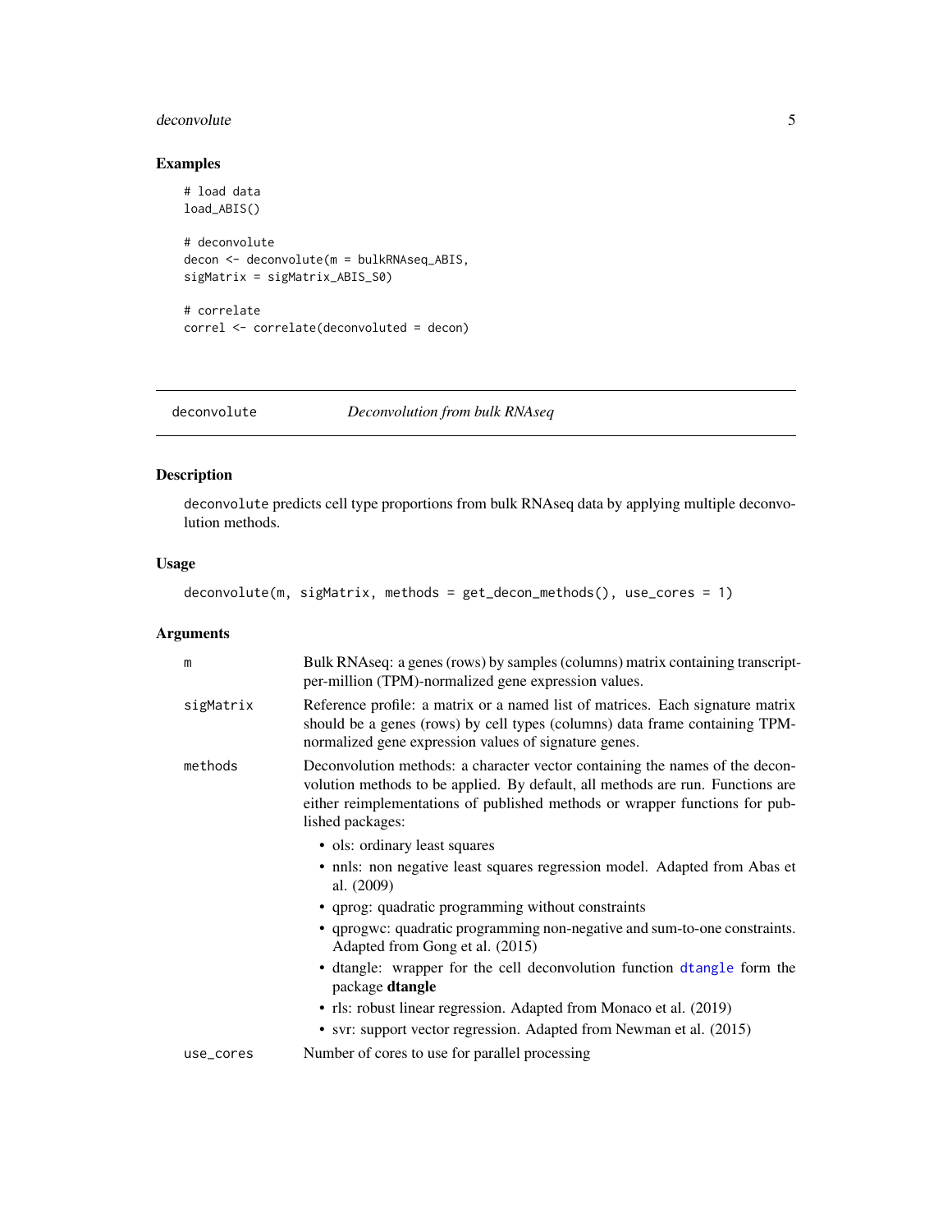## Examples

```
# load data
load_ABIS()

# deconvolute
decon <- deconvolute(m = bulkRNAseq_ABIS,
sigMatrix = sigMatrix_ABIS_S0)

# correlate
correl <- correlate(deconvoluted = decon)
```

---

`deconvolute` *Deconvolution from bulk RNAseq*

---

### Description

`deconvolute` predicts cell type proportions from bulk RNAseq data by applying multiple deconvolution methods.

### Usage

```
deconvolute(m, sigMatrix, methods = get_decon_methods(), use_cores = 1)
```

### Arguments

| | |
|---|---|
| `m` | Bulk RNAseq: a genes (rows) by samples (columns) matrix containing transcript-per-million (TPM)-normalized gene expression values. |
| `sigMatrix` | Reference profile: a matrix or a named list of matrices. Each signature matrix should be a genes (rows) by cell types (columns) data frame containing TPM-normalized gene expression values of signature genes. |
| `methods` | Deconvolution methods: a character vector containing the names of the deconvolution methods to be applied. By default, all methods are run. Functions are either reimplementations of published methods or wrapper functions for published packages:<br>• ols: ordinary least squares<br>• nnls: non negative least squares regression model. Adapted from Abas et al. (2009)<br>• qprog: quadratic programming without constraints<br>• qprogwc: quadratic programming non-negative and sum-to-one constraints. Adapted from Gong et al. (2015)<br>• dtangle: wrapper for the cell deconvolution function `dtangle` form the package **dtangle**<br>• rls: robust linear regression. Adapted from Monaco et al. (2019)<br>• svr: support vector regression. Adapted from Newman et al. (2015) |
| `use_cores` | Number of cores to use for parallel processing |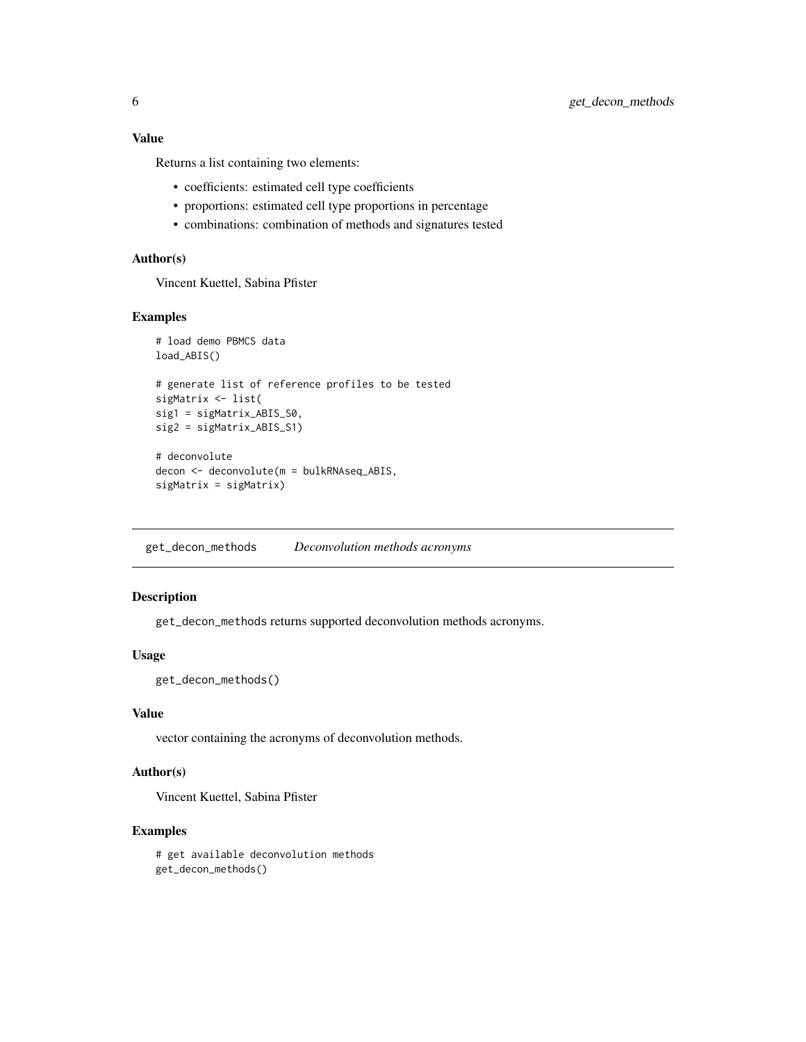### Value

Returns a list containing two elements:

- coefficients: estimated cell type coefficients
- proportions: estimated cell type proportions in percentage
- combinations: combination of methods and signatures tested

### Author(s)

Vincent Kuettel, Sabina Pfister

### Examples

```
# load demo PBMCS data
load_ABIS()

# generate list of reference profiles to be tested
sigMatrix <- list(
sig1 = sigMatrix_ABIS_S0,
sig2 = sigMatrix_ABIS_S1)

# deconvolute
decon <- deconvolute(m = bulkRNAseq_ABIS,
sigMatrix = sigMatrix)
```

---

## get_decon_methods *Deconvolution methods acronyms*

---

### Description

get_decon_methods returns supported deconvolution methods acronyms.

### Usage

```
get_decon_methods()
```

### Value

vector containing the acronyms of deconvolution methods.

### Author(s)

Vincent Kuettel, Sabina Pfister

### Examples

```
# get available deconvolution methods
get_decon_methods()
```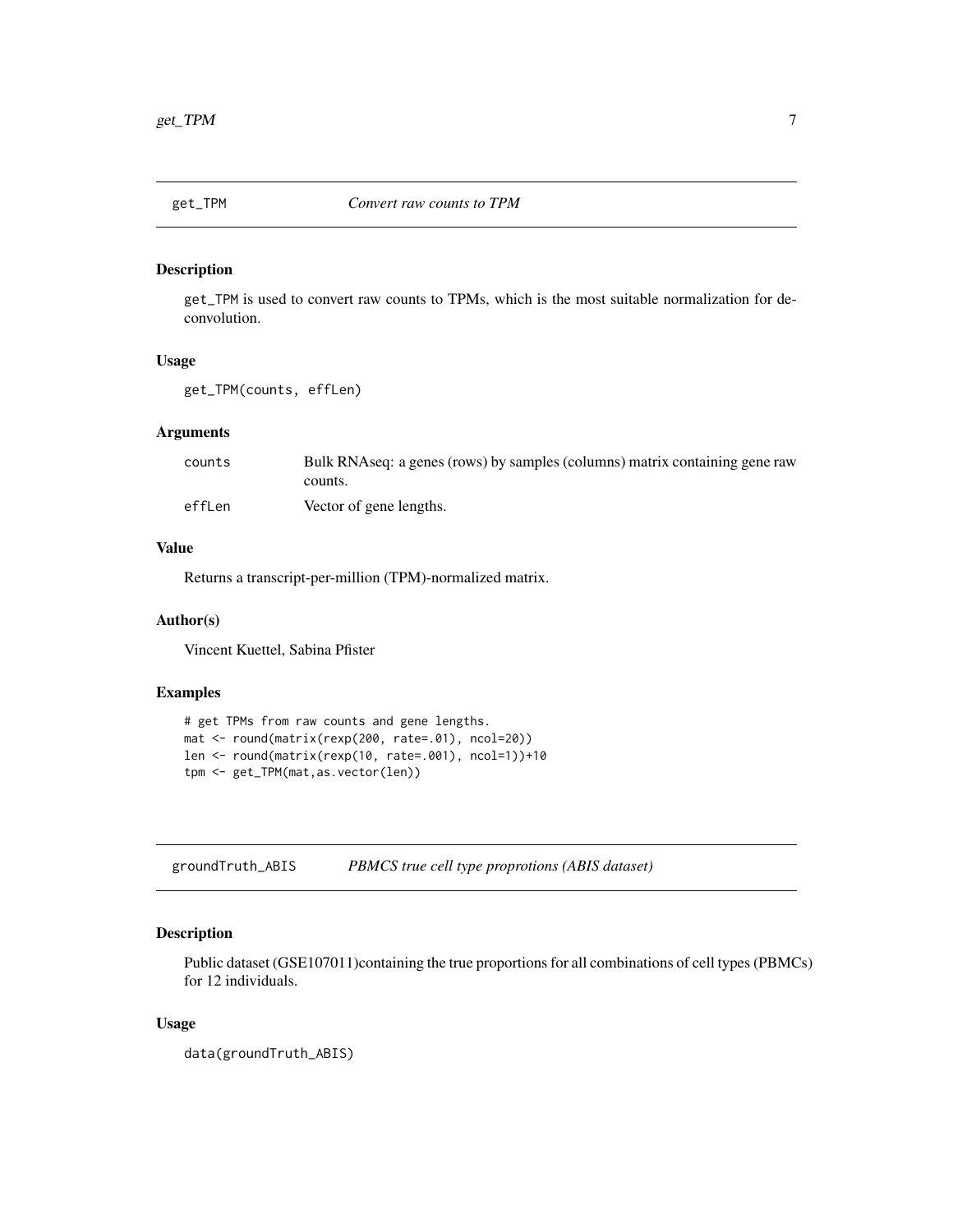## get_TPM *Convert raw counts to TPM*

### Description

get_TPM is used to convert raw counts to TPMs, which is the most suitable normalization for deconvolution.

### Usage

```
get_TPM(counts, effLen)
```

### Arguments

| | |
|---|---|
| counts | Bulk RNAseq: a genes (rows) by samples (columns) matrix containing gene raw counts. |
| effLen | Vector of gene lengths. |

### Value

Returns a transcript-per-million (TPM)-normalized matrix.

### Author(s)

Vincent Kuettel, Sabina Pfister

### Examples

```
# get TPMs from raw counts and gene lengths.
mat <- round(matrix(rexp(200, rate=.01), ncol=20))
len <- round(matrix(rexp(10, rate=.001), ncol=1))+10
tpm <- get_TPM(mat,as.vector(len))
```

## groundTruth_ABIS *PBMCS true cell type proprotions (ABIS dataset)*

### Description

Public dataset (GSE107011)containing the true proportions for all combinations of cell types (PBMCs) for 12 individuals.

### Usage

```
data(groundTruth_ABIS)
```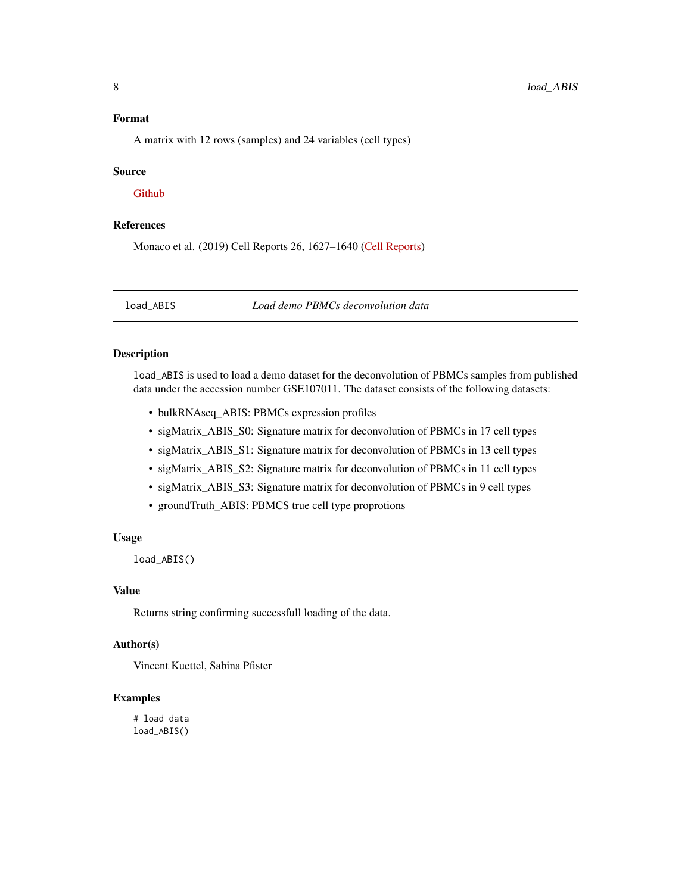### Format

A matrix with 12 rows (samples) and 24 variables (cell types)

### Source

Github

### References

Monaco et al. (2019) Cell Reports 26, 1627–1640 (Cell Reports)

---

## load_ABIS *Load demo PBMCs deconvolution data*

---

### Description

`load_ABIS` is used to load a demo dataset for the deconvolution of PBMCs samples from published data under the accession number GSE107011. The dataset consists of the following datasets:

- bulkRNAseq_ABIS: PBMCs expression profiles
- sigMatrix_ABIS_S0: Signature matrix for deconvolution of PBMCs in 17 cell types
- sigMatrix_ABIS_S1: Signature matrix for deconvolution of PBMCs in 13 cell types
- sigMatrix_ABIS_S2: Signature matrix for deconvolution of PBMCs in 11 cell types
- sigMatrix_ABIS_S3: Signature matrix for deconvolution of PBMCs in 9 cell types
- groundTruth_ABIS: PBMCS true cell type proprotions

### Usage

```
load_ABIS()
```

### Value

Returns string confirming successfull loading of the data.

### Author(s)

Vincent Kuettel, Sabina Pfister

### Examples

```
# load data
load_ABIS()
```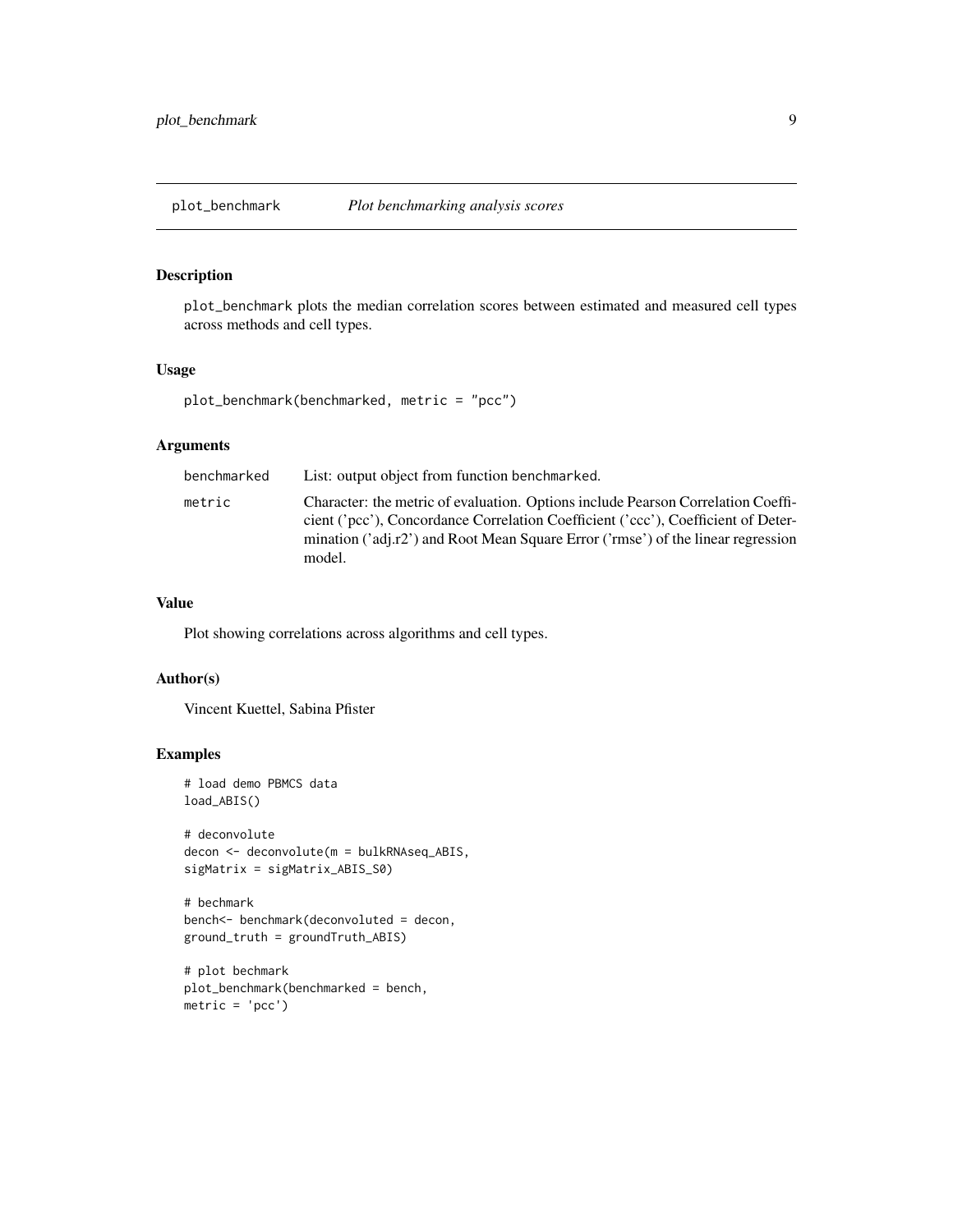## plot_benchmark *Plot benchmarking analysis scores*

### Description

plot_benchmark plots the median correlation scores between estimated and measured cell types across methods and cell types.

### Usage

```
plot_benchmark(benchmarked, metric = "pcc")
```

### Arguments

| | |
|---|---|
| benchmarked | List: output object from function benchmarked. |
| metric | Character: the metric of evaluation. Options include Pearson Correlation Coefficient ('pcc'), Concordance Correlation Coefficient ('ccc'), Coefficient of Determination ('adj.r2') and Root Mean Square Error ('rmse') of the linear regression model. |

### Value

Plot showing correlations across algorithms and cell types.

### Author(s)

Vincent Kuettel, Sabina Pfister

### Examples

```
# load demo PBMCS data
load_ABIS()

# deconvolute
decon <- deconvolute(m = bulkRNAseq_ABIS,
sigMatrix = sigMatrix_ABIS_S0)

# bechmark
bench<- benchmark(deconvoluted = decon,
ground_truth = groundTruth_ABIS)

# plot bechmark
plot_benchmark(benchmarked = bench,
metric = 'pcc')
```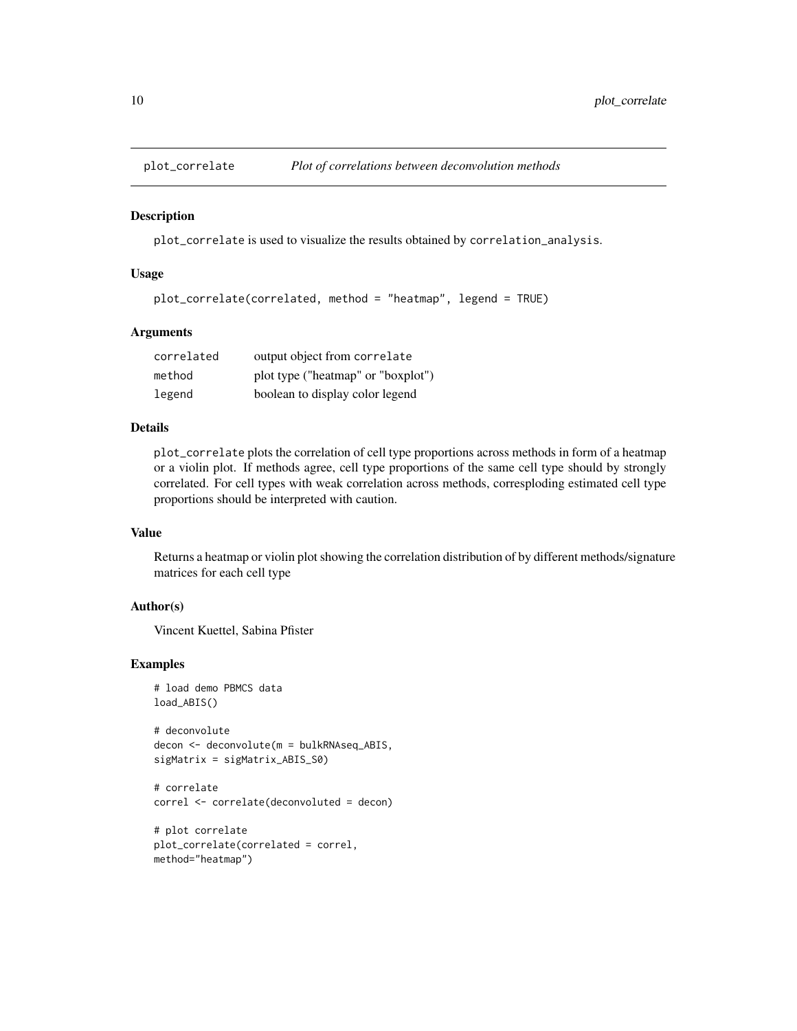## plot_correlate    *Plot of correlations between deconvolution methods*

### Description

plot_correlate is used to visualize the results obtained by correlation_analysis.

### Usage

```
plot_correlate(correlated, method = "heatmap", legend = TRUE)
```

### Arguments

| | |
|---|---|
| correlated | output object from correlate |
| method | plot type ("heatmap" or "boxplot") |
| legend | boolean to display color legend |

### Details

plot_correlate plots the correlation of cell type proportions across methods in form of a heatmap or a violin plot. If methods agree, cell type proportions of the same cell type should by strongly correlated. For cell types with weak correlation across methods, corresploding estimated cell type proportions should be interpreted with caution.

### Value

Returns a heatmap or violin plot showing the correlation distribution of by different methods/signature matrices for each cell type

### Author(s)

Vincent Kuettel, Sabina Pfister

### Examples

```
# load demo PBMCS data
load_ABIS()

# deconvolute
decon <- deconvolute(m = bulkRNAseq_ABIS,
sigMatrix = sigMatrix_ABIS_S0)

# correlate
correl <- correlate(deconvoluted = decon)

# plot correlate
plot_correlate(correlated = correl,
method="heatmap")
```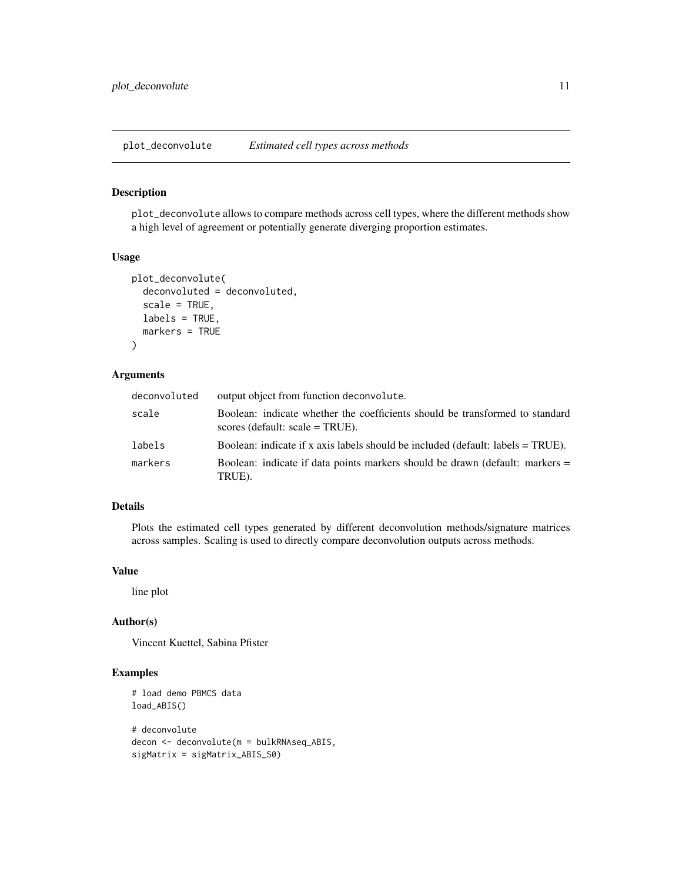## plot_deconvolute — *Estimated cell types across methods*

### Description

`plot_deconvolute` allows to compare methods across cell types, where the different methods show a high level of agreement or potentially generate diverging proportion estimates.

### Usage

```
plot_deconvolute(
  deconvoluted = deconvoluted,
  scale = TRUE,
  labels = TRUE,
  markers = TRUE
)
```

### Arguments

| | |
|---|---|
| `deconvoluted` | output object from function `deconvolute`. |
| `scale` | Boolean: indicate whether the coefficients should be transformed to standard scores (default: scale = TRUE). |
| `labels` | Boolean: indicate if x axis labels should be included (default: labels = TRUE). |
| `markers` | Boolean: indicate if data points markers should be drawn (default: markers = TRUE). |

### Details

Plots the estimated cell types generated by different deconvolution methods/signature matrices across samples. Scaling is used to directly compare deconvolution outputs across methods.

### Value

line plot

### Author(s)

Vincent Kuettel, Sabina Pfister

### Examples

```
# load demo PBMCS data
load_ABIS()

# deconvolute
decon <- deconvolute(m = bulkRNAseq_ABIS,
sigMatrix = sigMatrix_ABIS_S0)
```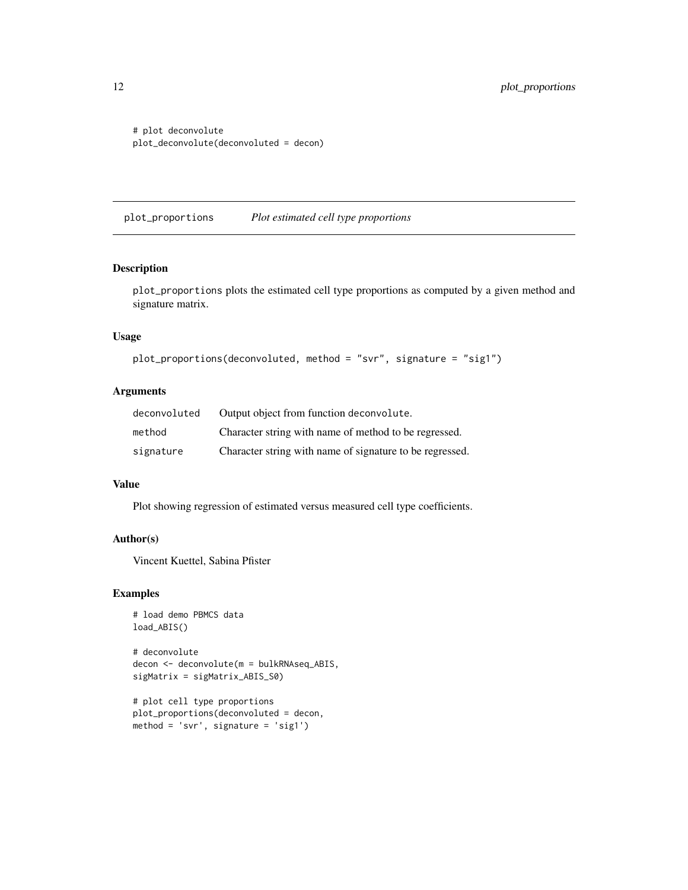```
# plot deconvolute
plot_deconvolute(deconvoluted = decon)
```

## plot_proportions — *Plot estimated cell type proportions*

### Description

plot_proportions plots the estimated cell type proportions as computed by a given method and signature matrix.

### Usage

```
plot_proportions(deconvoluted, method = "svr", signature = "sig1")
```

### Arguments

| | |
|---|---|
| deconvoluted | Output object from function deconvolute. |
| method | Character string with name of method to be regressed. |
| signature | Character string with name of signature to be regressed. |

### Value

Plot showing regression of estimated versus measured cell type coefficients.

### Author(s)

Vincent Kuettel, Sabina Pfister

### Examples

```
# load demo PBMCS data
load_ABIS()

# deconvolute
decon <- deconvolute(m = bulkRNAseq_ABIS,
sigMatrix = sigMatrix_ABIS_S0)

# plot cell type proportions
plot_proportions(deconvoluted = decon,
method = 'svr', signature = 'sig1')
```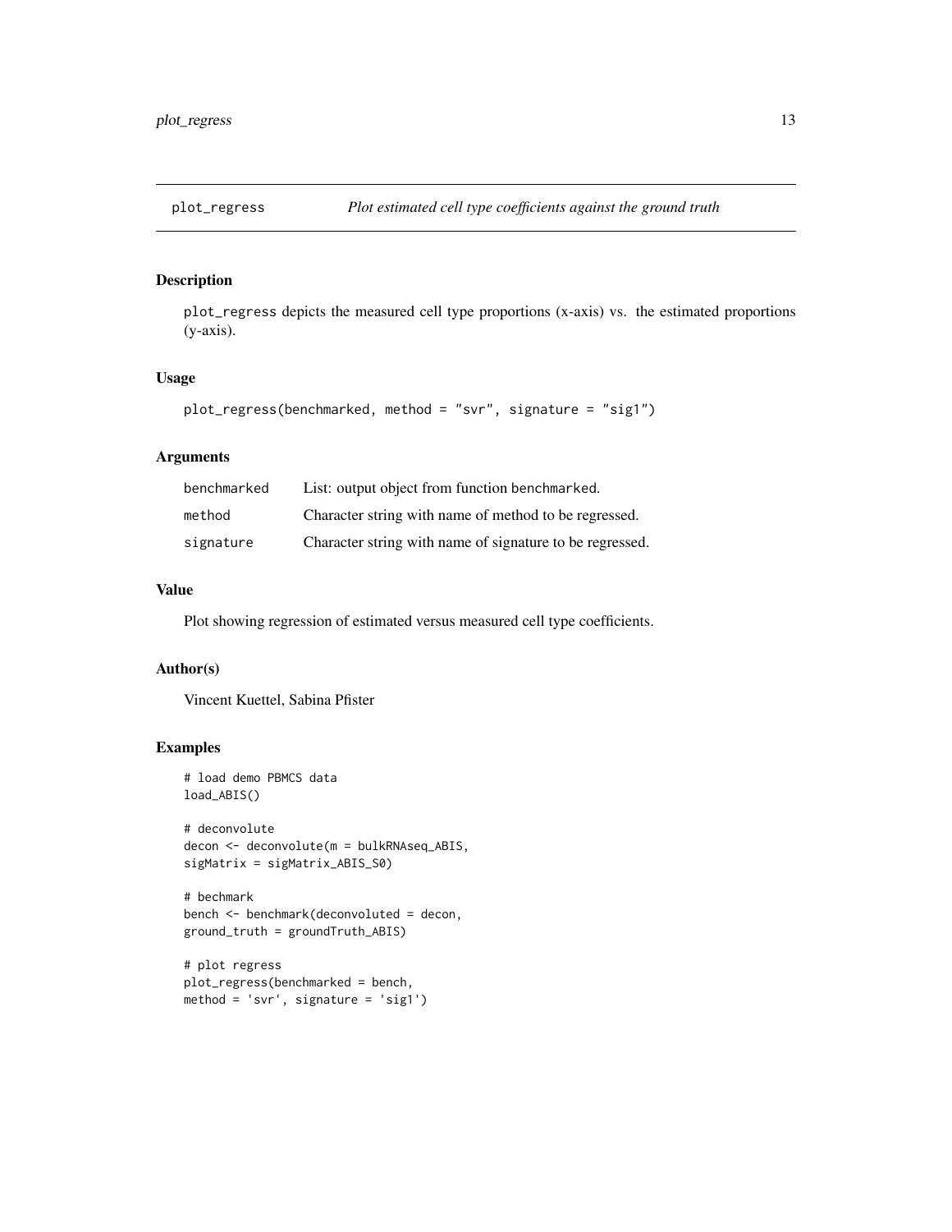## plot_regress *Plot estimated cell type coefficients against the ground truth*

### Description

`plot_regress` depicts the measured cell type proportions (x-axis) vs. the estimated proportions (y-axis).

### Usage

```
plot_regress(benchmarked, method = "svr", signature = "sig1")
```

### Arguments

| | |
|---|---|
| `benchmarked` | List: output object from function `benchmarked`. |
| `method` | Character string with name of method to be regressed. |
| `signature` | Character string with name of signature to be regressed. |

### Value

Plot showing regression of estimated versus measured cell type coefficients.

### Author(s)

Vincent Kuettel, Sabina Pfister

### Examples

```
# load demo PBMCS data
load_ABIS()

# deconvolute
decon <- deconvolute(m = bulkRNAseq_ABIS,
sigMatrix = sigMatrix_ABIS_S0)

# bechmark
bench <- benchmark(deconvoluted = decon,
ground_truth = groundTruth_ABIS)

# plot regress
plot_regress(benchmarked = bench,
method = 'svr', signature = 'sig1')
```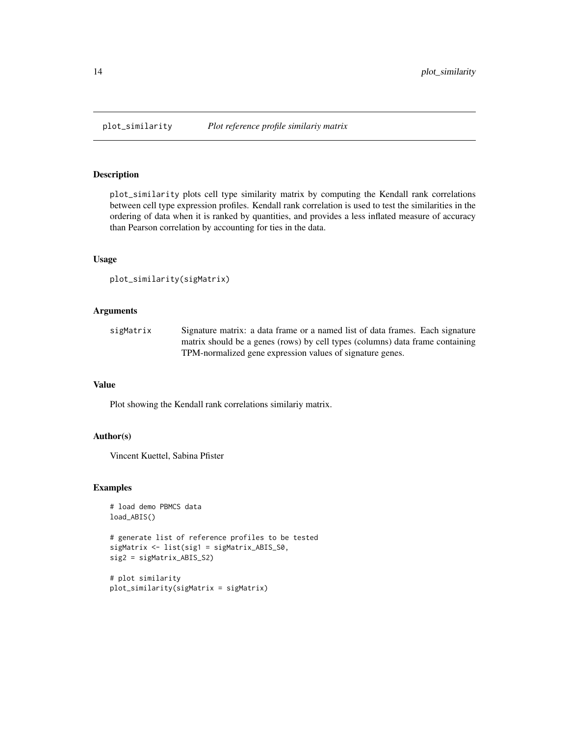# plot_similarity *Plot reference profile similariy matrix*

## Description

plot_similarity plots cell type similarity matrix by computing the Kendall rank correlations between cell type expression profiles. Kendall rank correlation is used to test the similarities in the ordering of data when it is ranked by quantities, and provides a less inflated measure of accuracy than Pearson correlation by accounting for ties in the data.

## Usage

```
plot_similarity(sigMatrix)
```

## Arguments

| | |
|---|---|
| sigMatrix | Signature matrix: a data frame or a named list of data frames. Each signature matrix should be a genes (rows) by cell types (columns) data frame containing TPM-normalized gene expression values of signature genes. |

## Value

Plot showing the Kendall rank correlations similariy matrix.

## Author(s)

Vincent Kuettel, Sabina Pfister

## Examples

```
# load demo PBMCS data
load_ABIS()

# generate list of reference profiles to be tested
sigMatrix <- list(sig1 = sigMatrix_ABIS_S0,
sig2 = sigMatrix_ABIS_S2)

# plot similarity
plot_similarity(sigMatrix = sigMatrix)
```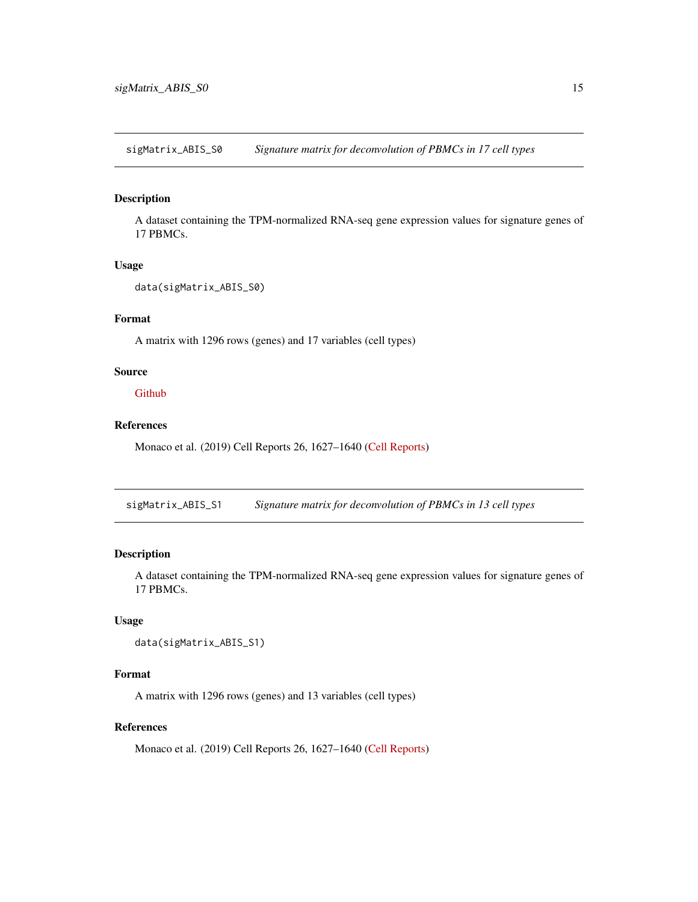## sigMatrix_ABIS_S0 — *Signature matrix for deconvolution of PBMCs in 17 cell types*

### Description

A dataset containing the TPM-normalized RNA-seq gene expression values for signature genes of 17 PBMCs.

### Usage

```
data(sigMatrix_ABIS_S0)
```

### Format

A matrix with 1296 rows (genes) and 17 variables (cell types)

### Source

Github

### References

Monaco et al. (2019) Cell Reports 26, 1627–1640 (Cell Reports)

## sigMatrix_ABIS_S1 — *Signature matrix for deconvolution of PBMCs in 13 cell types*

### Description

A dataset containing the TPM-normalized RNA-seq gene expression values for signature genes of 17 PBMCs.

### Usage

```
data(sigMatrix_ABIS_S1)
```

### Format

A matrix with 1296 rows (genes) and 13 variables (cell types)

### References

Monaco et al. (2019) Cell Reports 26, 1627–1640 (Cell Reports)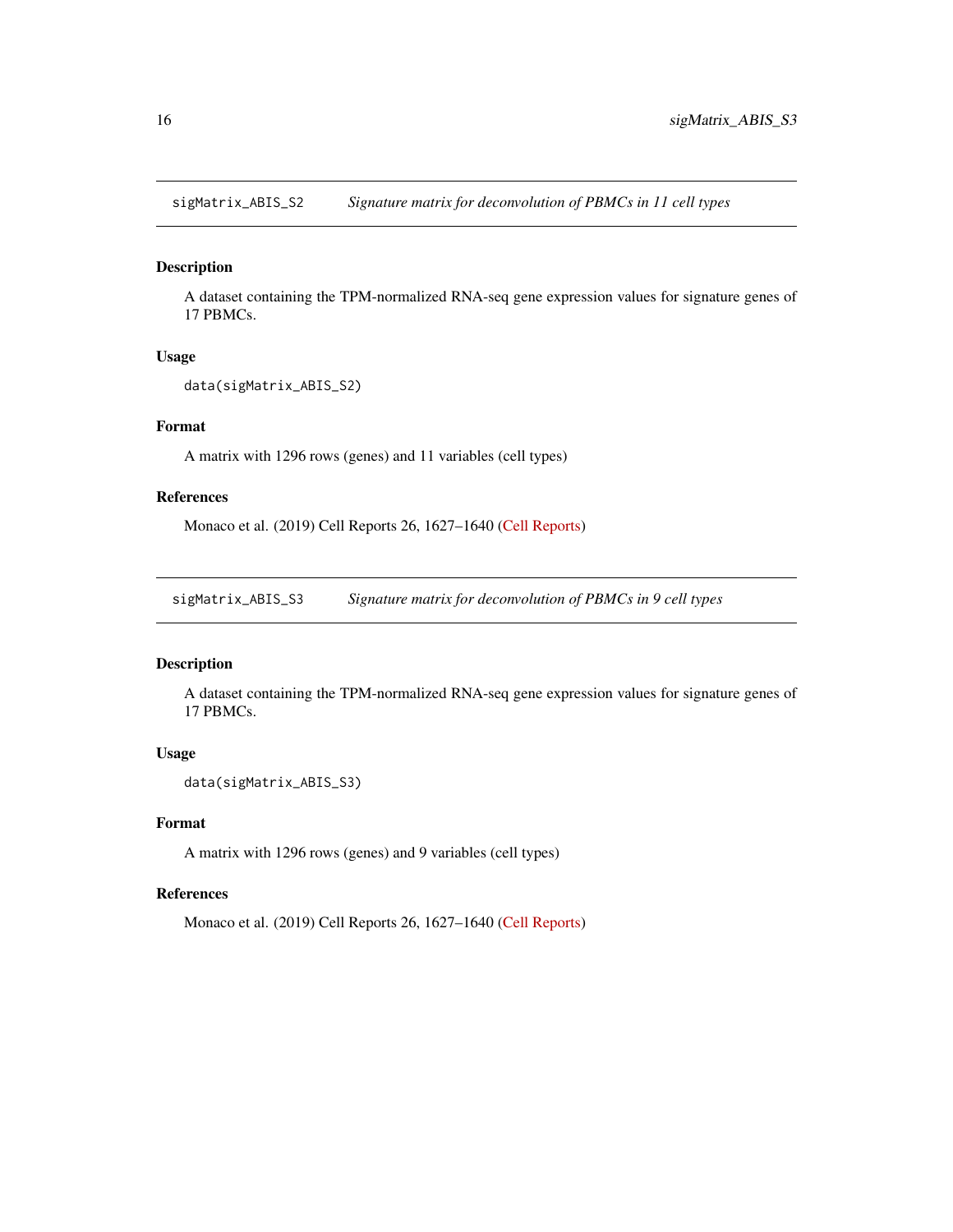## sigMatrix_ABIS_S2 *Signature matrix for deconvolution of PBMCs in 11 cell types*

### Description

A dataset containing the TPM-normalized RNA-seq gene expression values for signature genes of 17 PBMCs.

### Usage

```
data(sigMatrix_ABIS_S2)
```

### Format

A matrix with 1296 rows (genes) and 11 variables (cell types)

### References

Monaco et al. (2019) Cell Reports 26, 1627–1640 (Cell Reports)

## sigMatrix_ABIS_S3 *Signature matrix for deconvolution of PBMCs in 9 cell types*

### Description

A dataset containing the TPM-normalized RNA-seq gene expression values for signature genes of 17 PBMCs.

### Usage

```
data(sigMatrix_ABIS_S3)
```

### Format

A matrix with 1296 rows (genes) and 9 variables (cell types)

### References

Monaco et al. (2019) Cell Reports 26, 1627–1640 (Cell Reports)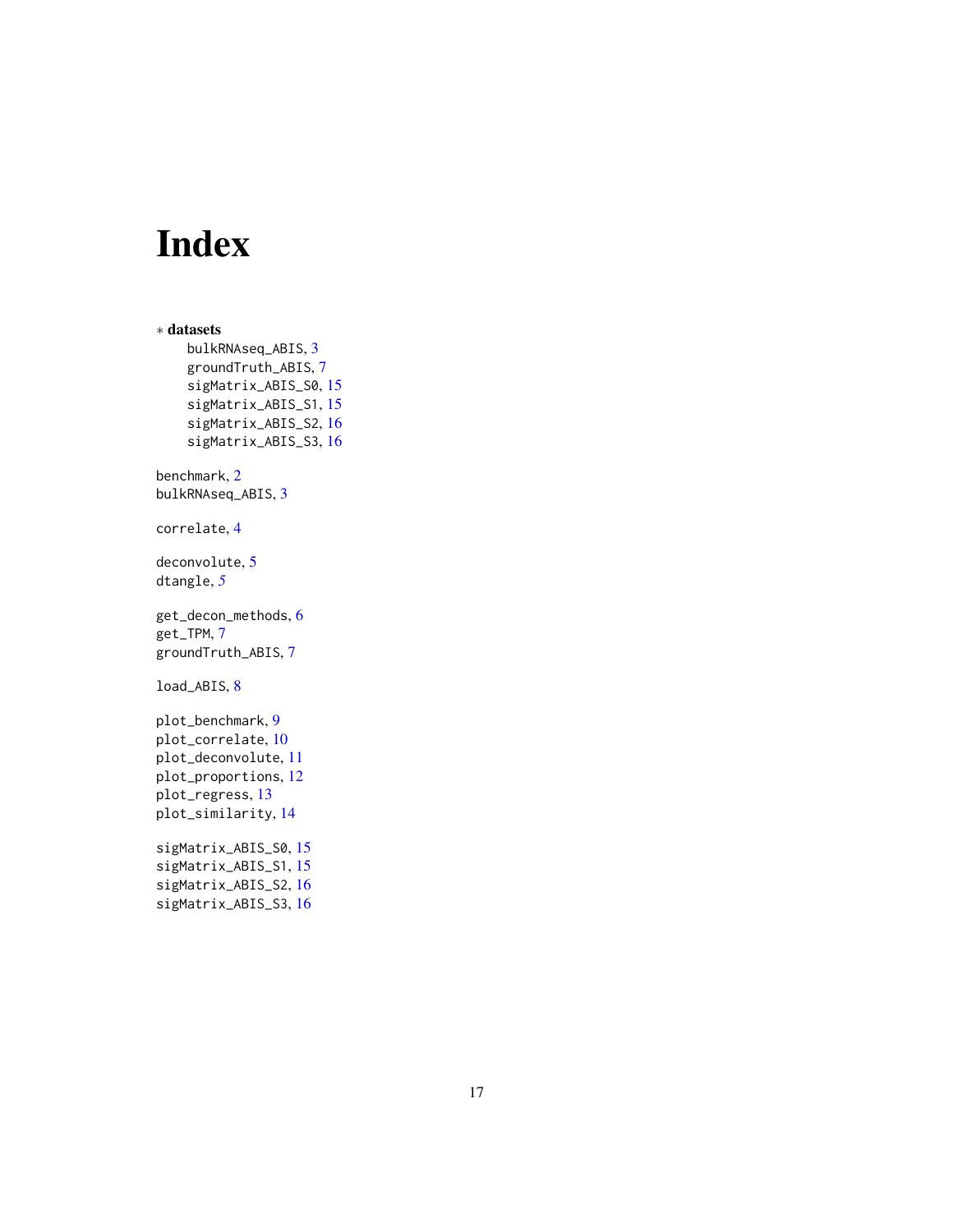# Index

∗ **datasets**
  bulkRNAseq_ABIS, 3
  groundTruth_ABIS, 7
  sigMatrix_ABIS_S0, 15
  sigMatrix_ABIS_S1, 15
  sigMatrix_ABIS_S2, 16
  sigMatrix_ABIS_S3, 16

benchmark, 2
bulkRNAseq_ABIS, 3

correlate, 4

deconvolute, 5
dtangle, *5*

get_decon_methods, 6
get_TPM, 7
groundTruth_ABIS, 7

load_ABIS, 8

plot_benchmark, 9
plot_correlate, 10
plot_deconvolute, 11
plot_proportions, 12
plot_regress, 13
plot_similarity, 14

sigMatrix_ABIS_S0, 15
sigMatrix_ABIS_S1, 15
sigMatrix_ABIS_S2, 16
sigMatrix_ABIS_S3, 16